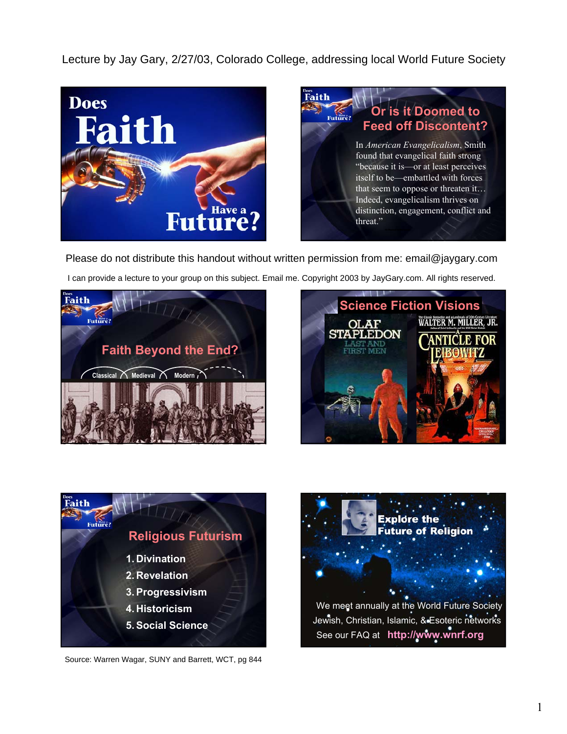Lecture by Jay Gary, 2/27/03, Colorado College, addressing local World Future Society

**Does Faith Have a Future?**

**Or is it Doomed to Feed off Discontent?**

In *American Evangelicalism*, Smith found that evangelical faith strong "because it is—or at least perceives itself to be—embattled with forces that seem to oppose or threaten it… Indeed, evangelicalism thrives on distinction, engagement, conflict and threat."

Please do not distribute this handout without written permission from me: email@jaygary.com

I can provide a lecture to your group on this subject. Email me. Copyright 2003 by JayGary.com. All rights reserved.

**Faith Beyond the End?**

Classical | Medieval | Modern

**Science Fiction Visions**

OLAF STAPLEDON — LAST AND FIRST MEN

WALTER M. MILLER, JR. — A CANTICLE FOR LEIBOWITZ

**Religious Futurism**

1. Divination
2. Revelation
3. Progressivism
4. Historicism
5. Social Science

Source: Warren Wagar, SUNY and Barrett, WCT, pg 844

**Explore the Future of Religion**

We meet annually at the World Future Society
Jewish, Christian, Islamic, & Esoteric networks
See our FAQ at http://www.wnrf.org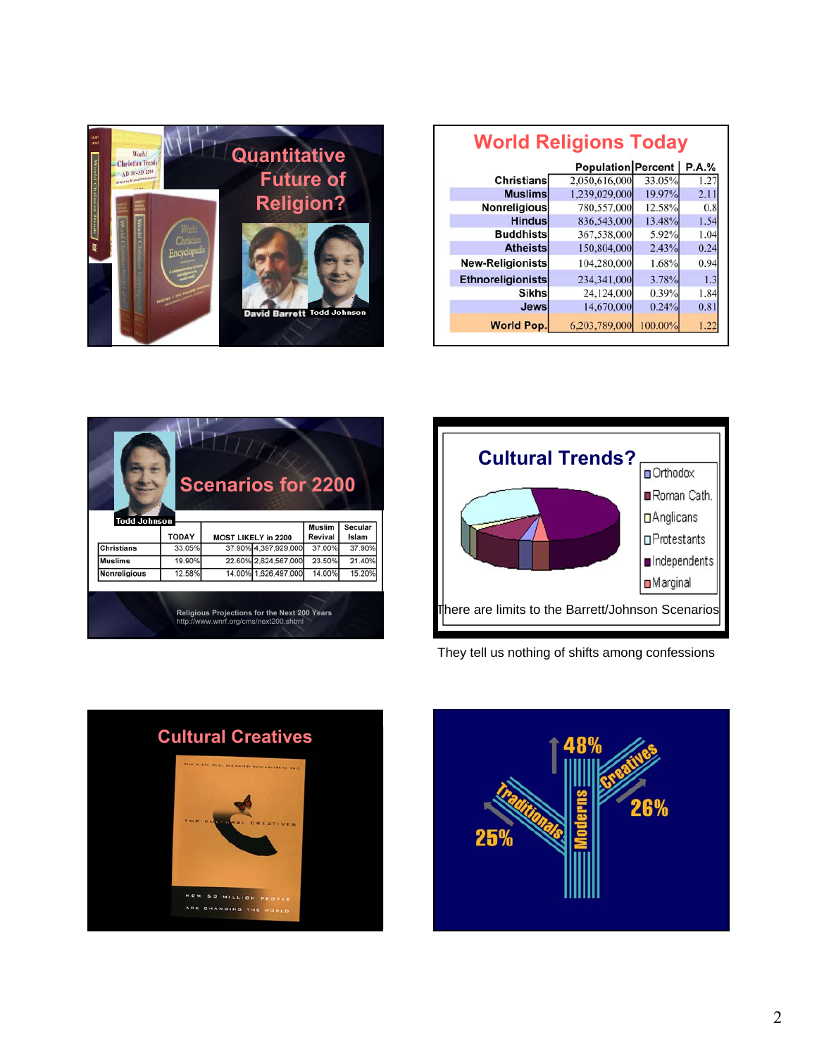## Quantitative Future of Religion?

David Barrett Todd Johnson

## World Religions Today

| | Population | Percent | P.A.% |
|---|---|---|---|
| Christians | 2,050,616,000 | 33.05% | 1.27 |
| Muslims | 1,239,029,000 | 19.97% | 2.11 |
| Nonreligious | 780,557,000 | 12.58% | 0.8 |
| Hindus | 836,543,000 | 13.48% | 1.54 |
| Buddhists | 367,538,000 | 5.92% | 1.04 |
| Atheists | 150,804,000 | 2.43% | 0.24 |
| New-Religionists | 104,280,000 | 1.68% | 0.94 |
| Ethnoreligionists | 234,341,000 | 3.78% | 1.3 |
| Sikhs | 24,124,000 | 0.39% | 1.84 |
| Jews | 14,670,000 | 0.24% | 0.81 |
| World Pop. | 6,203,789,000 | 100.00% | 1.22 |

## Scenarios for 2200

Todd Johnson

| | TODAY | MOST LIKELY in 2200 | | Muslim Revival | Secular Islam |
|---|---|---|---|---|---|
| Christians | 33.05% | 37.90% | 4,397,929,000 | 37.00% | 37.90% |
| Muslims | 19.90% | 22.60% | 2,624,567,000 | 23.50% | 21.40% |
| Nonreligious | 12.58% | 14.00% | 1,626,497,000 | 14.00% | 15.20% |

Religious Projections for the Next 200 Years
http://www.wnrf.org/cms/next200.shtml

## Cultural Trends?

- Orthodox
- Roman Cath.
- Anglicans
- Protestants
- Independents
- Marginal

There are limits to the Barrett/Johnson Scenarios

They tell us nothing of shifts among confessions

## Cultural Creatives

THE CULTURAL CREATIVES

HOW 50 MILLION PEOPLE ARE CHANGING THE WORLD

48% Moderns

Traditionals 25%

Creatives 26%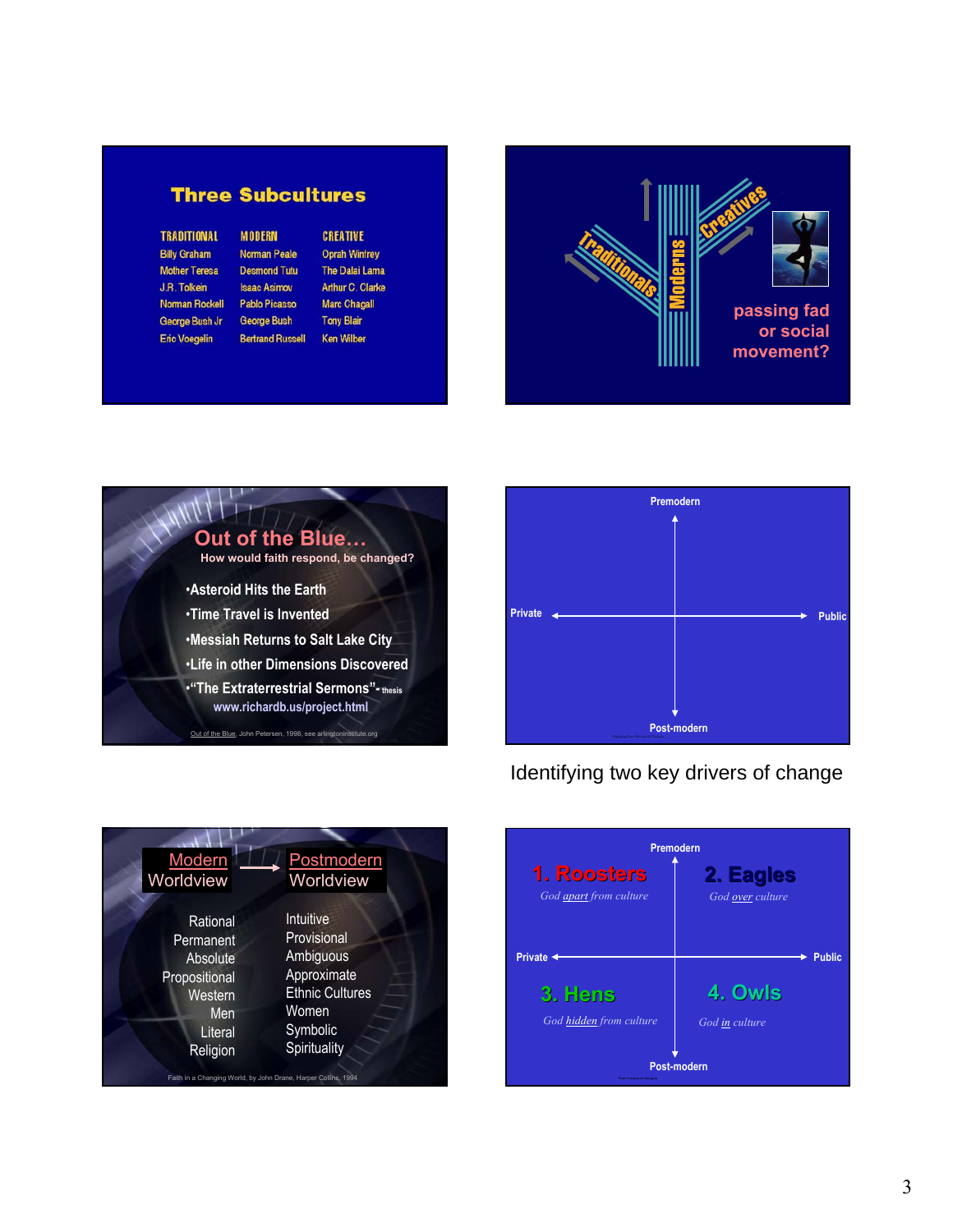## Three Subcultures

| TRADITIONAL | MODERN | CREATIVE |
| --- | --- | --- |
| Billy Graham | Norman Peale | Oprah Winfrey |
| Mother Teresa | Desmond Tutu | The Dalai Lama |
| J.R. Tolkein | Isaac Asimov | Arthur C. Clarke |
| Norman Rockell | Pablo Picasso | Marc Chagall |
| George Bush Jr | George Bush | Tony Blair |
| Eric Voegelin | Bertrand Russell | Ken Wilber |

Traditionals — Moderns — Creatives

passing fad or social movement?

## Out of the Blue…

How would faith respond, be changed?

- Asteroid Hits the Earth
- Time Travel is Invented
- Messiah Returns to Salt Lake City
- Life in other Dimensions Discovered
- "The Extraterrestrial Sermons"- thesis

www.richardb.us/project.html

Out of the Blue, John Petersen, 1998, see arlingtoninstitute.org

Premodern

Private — Public

Post-modern

Identifying two key drivers of change

| Modern Worldview | Postmodern Worldview |
| --- | --- |
| Rational | Intuitive |
| Permanent | Provisional |
| Absolute | Ambiguous |
| Propositional | Approximate |
| Western | Ethnic Cultures |
| Men | Women |
| Literal | Symbolic |
| Religion | Spirituality |

Faith in a Changing World, by John Drane, Harper Collins, 1994

Premodern

**1. Roosters** — *God apart from culture*

**2. Eagles** — *God over culture*

Private — Public

**3. Hens** — *God hidden from culture*

**4. Owls** — *God in culture*

Post-modern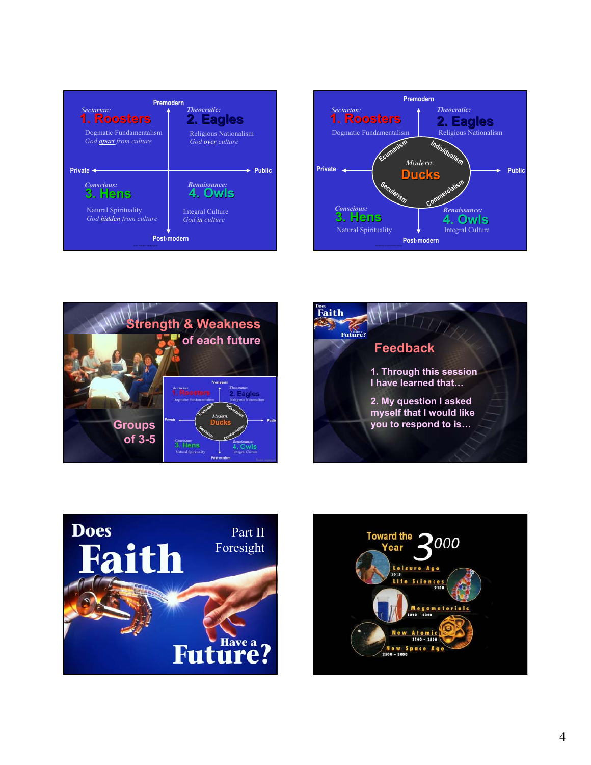Premodern

*Sectarian:*
**1. Roosters**
Dogmatic Fundamentalism
*God apart from culture*

*Theocratic:*
**2. Eagles**
Religious Nationalism
*God over culture*

Private ← → Public

*Conscious:*
**3. Hens**
Natural Spirituality
*God hidden from culture*

*Renaissance:*
**4. Owls**
Integral Culture
*God in culture*

Post-modern

---

Premodern

*Sectarian:*
**1. Roosters**
Dogmatic Fundamentalism

*Theocratic:*
**2. Eagles**
Religious Nationalism

Private ← → Public

*Modern:*
**Ducks**
Ecumenism · Individualism · Secularism · Commercialism

*Conscious:*
**3. Hens**
Natural Spirituality

*Renaissance:*
**4. Owls**
Integral Culture

Post-modern

---

## Strength & Weakness of each future

Groups of 3-5

---

Does Faith Have a Future?

## Feedback

1. Through this session I have learned that…
2. My question I asked myself that I would like you to respond to is…

---

# Does Faith Have a Future?

Part II
Foresight

---

## Toward the Year 3000

- Leisure Age 2015
- Life Sciences 2100
- Megamaterials 2200 – 2300
- New Atomic 2100 – 2500
- New Space Age 2500 – 3000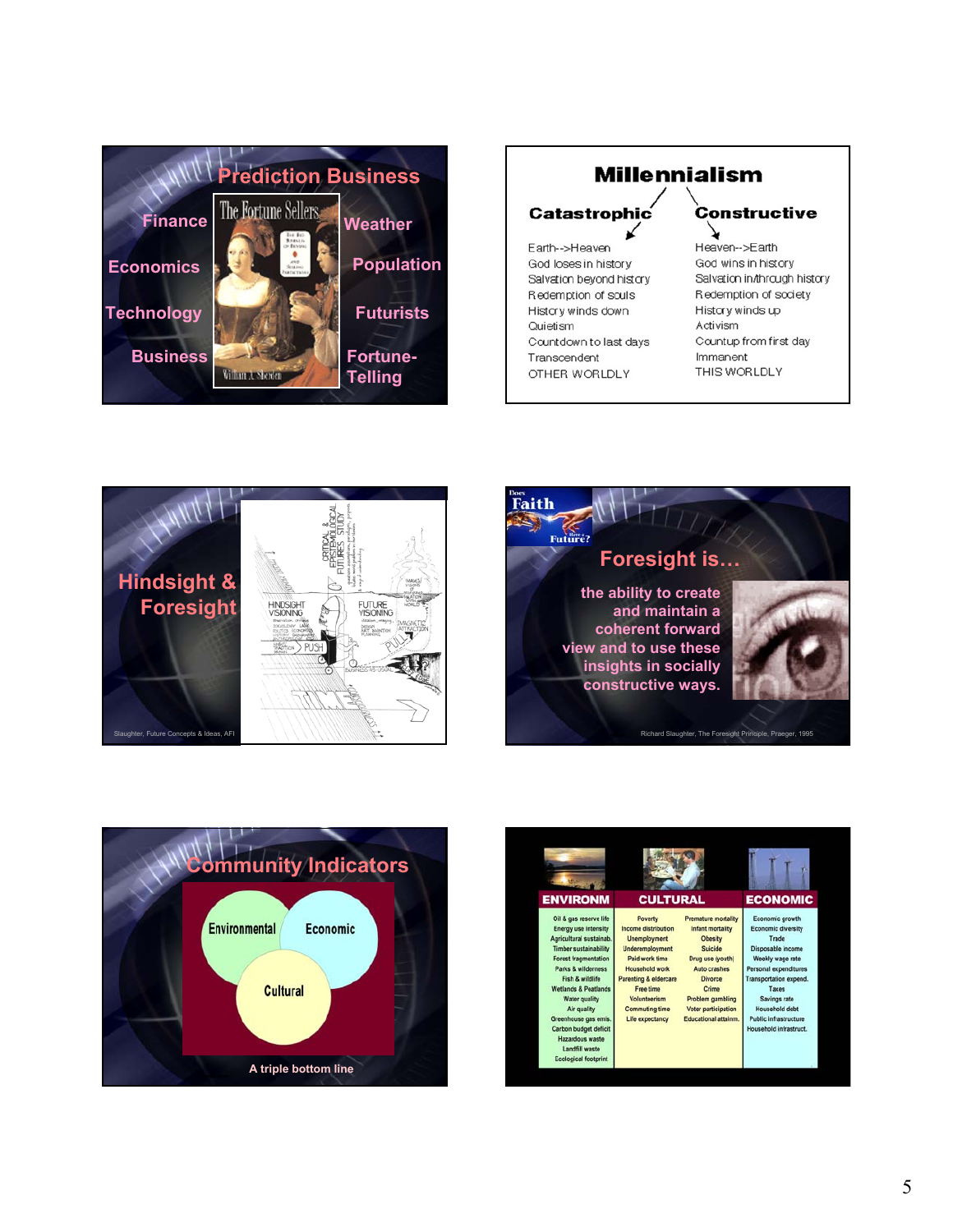## Prediction Business

Finance

Economics

Technology

Business

The Fortune Sellers — William A. Sherden

Weather

Population

Futurists

Fortune-Telling

## Millennialism

| Catastrophic | Constructive |
|---|---|
| Earth-->Heaven | Heaven-->Earth |
| God loses in history | God wins in history |
| Salvation beyond history | Salvation in/through history |
| Redemption of souls | Redemption of society |
| History winds down | History winds up |
| Quietism | Activism |
| Countdown to last days | Countup from first day |
| Transcendent | Immanent |
| OTHER WORLDLY | THIS WORLDLY |

## Hindsight & Foresight

CRITICAL & EPISTEMOLOGICAL FUTURES STUDY

HINDSIGHT VISIONING

FUTURE VISIONING

PUSH

PULL

TIME

Slaughter, Future Concepts & Ideas, AFI

## Foresight is…

Does Faith Have a Future?

the ability to create and maintain a coherent forward view and to use these insights in socially constructive ways.

Richard Slaughter, The Foresight Principle, Praeger, 1995

## Community Indicators

Environmental

Economic

Cultural

A triple bottom line

| ENVIRONM | CULTURAL | | ECONOMIC |
|---|---|---|---|
| Oil & gas reserve life | Poverty | Premature mortality | Economic growth |
| Energy use intensity | Income distribution | Infant mortality | Economic diversity |
| Agricultural sustainab. | Unemployment | Obesity | Trade |
| Timber sustainability | Underemployment | Suicide | Disposable income |
| Forest fragmentation | Paid work time | Drug use (youth) | Weekly wage rate |
| Parks & wilderness | Household work | Auto crashes | Personal expenditures |
| Fish & wildlife | Parenting & eldercare | Divorce | Transportation expend. |
| Wetlands & Peatlands | Free time | Crime | Taxes |
| Water quality | Volunteerism | Problem gambling | Savings rate |
| Air quality | Commuting time | Voter participation | Household debt |
| Greenhouse gas emis. | Life expectancy | Educational attainm. | Public infrastructure |
| Carbon budget deficit | | | Household infrastruct. |
| Hazardous waste | | | |
| Landfill waste | | | |
| Ecological footprint | | | |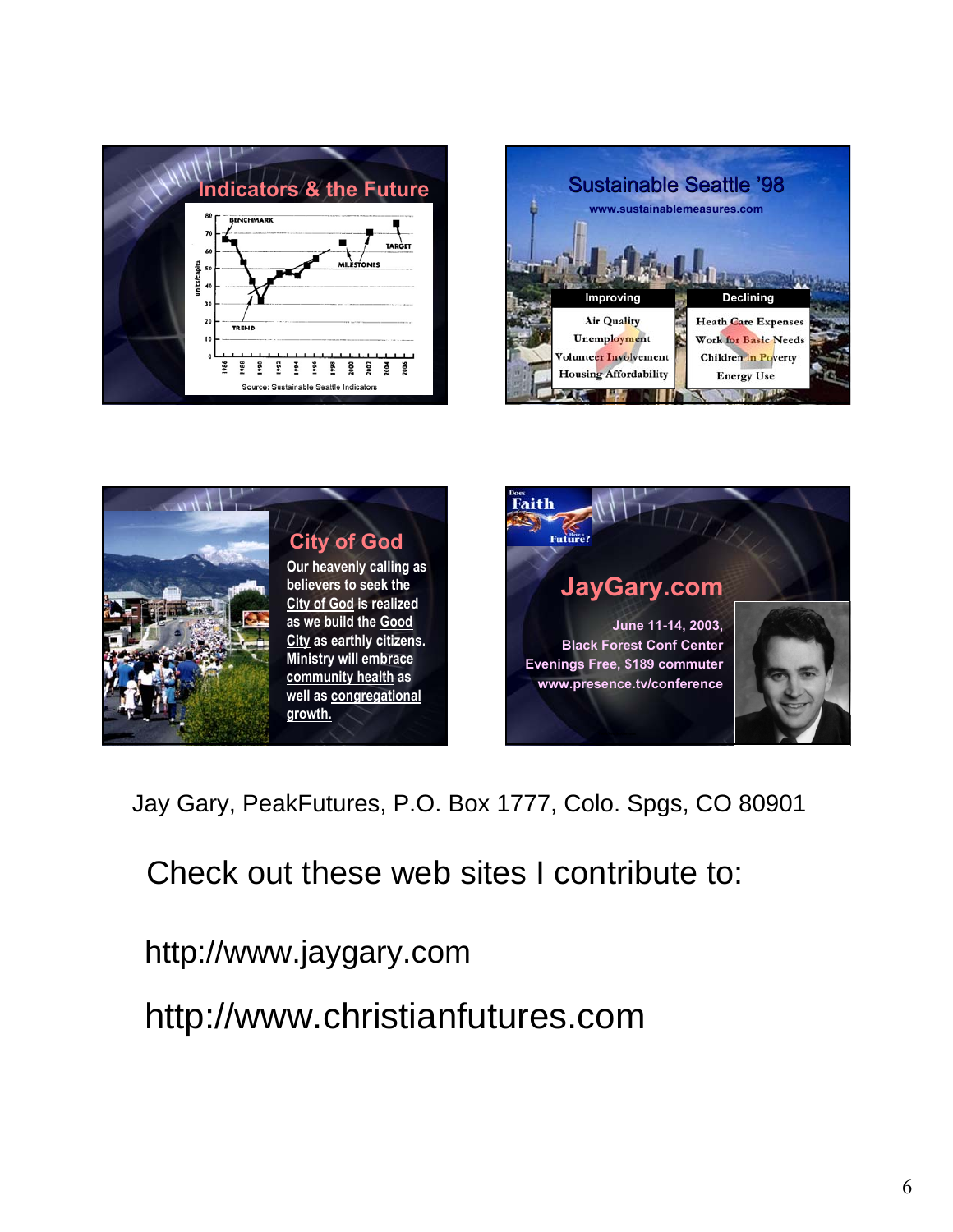## Indicators & the Future

BENCHMARK

TARGET

MILESTONES

TREND

units/capita

80
70
60
50
40
30
20
10
0

1986 1988 1990 1992 1994 1996 1998 2000 2002 2004 2006

Source: Sustainable Seattle Indicators

## Sustainable Seattle '98

www.sustainablemeasures.com

| Improving | Declining |
|---|---|
| Air Quality | Heath Care Expenses |
| Unemployment | Work for Basic Needs |
| Volunteer Involvement | Children in Poverty |
| Housing Affordability | Energy Use |

## City of God

Our heavenly calling as believers to seek the City of God is realized as we build the Good City as earthly citizens. Ministry will embrace community health as well as congregational growth.

Does Faith Have a Future?

## JayGary.com

June 11-14, 2003,
Black Forest Conf Center
Evenings Free, $189 commuter
www.presence.tv/conference

Jay Gary, PeakFutures, P.O. Box 1777, Colo. Spgs, CO 80901

Check out these web sites I contribute to:

http://www.jaygary.com

http://www.christianfutures.com